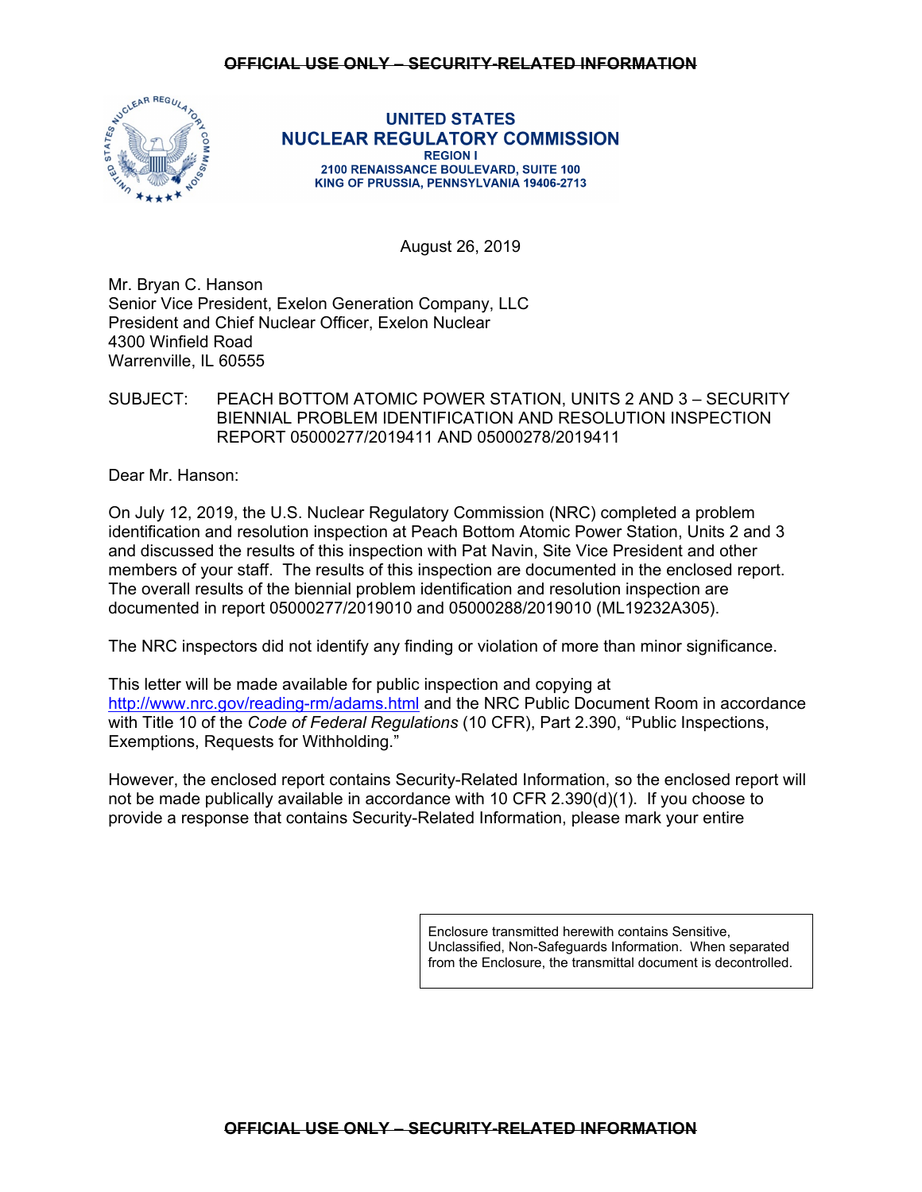~~OFFICIAL USE ONLY – SECURITY-RELATED INFORMATION~~

**UNITED STATES**
**NUCLEAR REGULATORY COMMISSION**
**REGION I**
**2100 RENAISSANCE BOULEVARD, SUITE 100**
**KING OF PRUSSIA, PENNSYLVANIA 19406-2713**

August 26, 2019

Mr. Bryan C. Hanson
Senior Vice President, Exelon Generation Company, LLC
President and Chief Nuclear Officer, Exelon Nuclear
4300 Winfield Road
Warrenville, IL 60555

SUBJECT: PEACH BOTTOM ATOMIC POWER STATION, UNITS 2 AND 3 – SECURITY BIENNIAL PROBLEM IDENTIFICATION AND RESOLUTION INSPECTION REPORT 05000277/2019411 AND 05000278/2019411

Dear Mr. Hanson:

On July 12, 2019, the U.S. Nuclear Regulatory Commission (NRC) completed a problem identification and resolution inspection at Peach Bottom Atomic Power Station, Units 2 and 3 and discussed the results of this inspection with Pat Navin, Site Vice President and other members of your staff. The results of this inspection are documented in the enclosed report. The overall results of the biennial problem identification and resolution inspection are documented in report 05000277/2019010 and 05000288/2019010 (ML19232A305).

The NRC inspectors did not identify any finding or violation of more than minor significance.

This letter will be made available for public inspection and copying at http://www.nrc.gov/reading-rm/adams.html and the NRC Public Document Room in accordance with Title 10 of the *Code of Federal Regulations* (10 CFR), Part 2.390, "Public Inspections, Exemptions, Requests for Withholding."

However, the enclosed report contains Security-Related Information, so the enclosed report will not be made publically available in accordance with 10 CFR 2.390(d)(1). If you choose to provide a response that contains Security-Related Information, please mark your entire

Enclosure transmitted herewith contains Sensitive, Unclassified, Non-Safeguards Information. When separated from the Enclosure, the transmittal document is decontrolled.

~~OFFICIAL USE ONLY – SECURITY-RELATED INFORMATION~~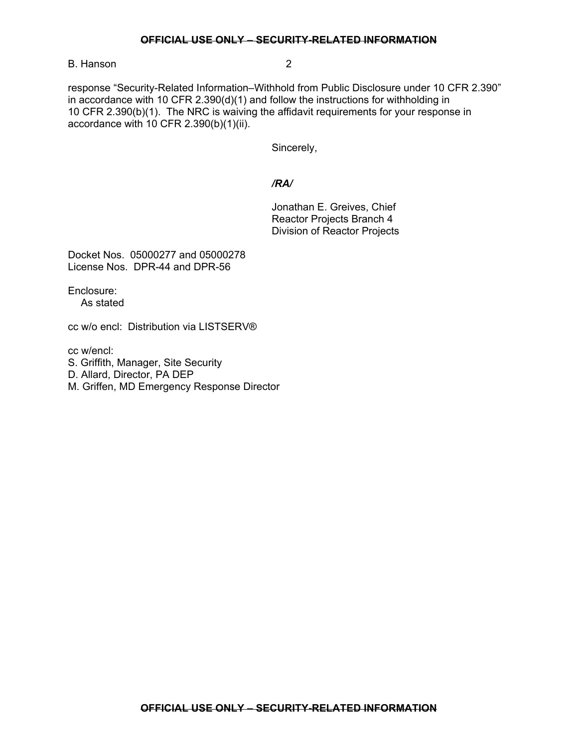response “Security-Related Information–Withhold from Public Disclosure under 10 CFR 2.390” in accordance with 10 CFR 2.390(d)(1) and follow the instructions for withholding in 10 CFR 2.390(b)(1). The NRC is waiving the affidavit requirements for your response in accordance with 10 CFR 2.390(b)(1)(ii).

Sincerely,

*/RA/*

Jonathan E. Greives, Chief
Reactor Projects Branch 4
Division of Reactor Projects

Docket Nos. 05000277 and 05000278
License Nos. DPR-44 and DPR-56

Enclosure:
As stated

cc w/o encl: Distribution via LISTSERV®

cc w/encl:
S. Griffith, Manager, Site Security
D. Allard, Director, PA DEP
M. Griffen, MD Emergency Response Director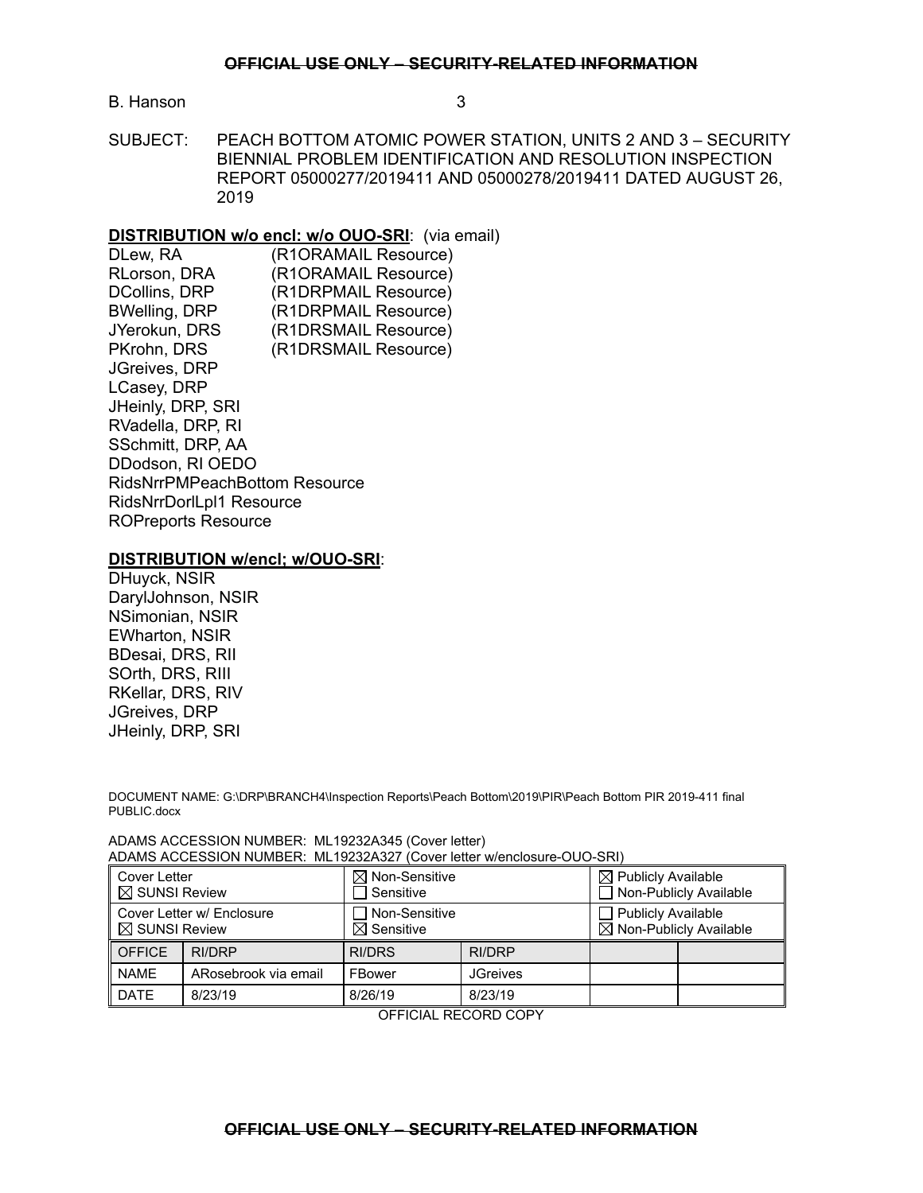SUBJECT: PEACH BOTTOM ATOMIC POWER STATION, UNITS 2 AND 3 – SECURITY BIENNIAL PROBLEM IDENTIFICATION AND RESOLUTION INSPECTION REPORT 05000277/2019411 AND 05000278/2019411 DATED AUGUST 26, 2019

**DISTRIBUTION w/o encl: w/o OUO-SRI**: (via email)

DLew, RA (R1ORAMAIL Resource)
RLorson, DRA (R1ORAMAIL Resource)
DCollins, DRP (R1DRPMAIL Resource)
BWelling, DRP (R1DRPMAIL Resource)
JYerokun, DRS (R1DRSMAIL Resource)
PKrohn, DRS (R1DRSMAIL Resource)
JGreives, DRP
LCasey, DRP
JHeinly, DRP, SRI
RVadella, DRP, RI
SSchmitt, DRP, AA
DDodson, RI OEDO
RidsNrrPMPeachBottom Resource
RidsNrrDorlLpl1 Resource
ROPreports Resource

**DISTRIBUTION w/encl; w/OUO-SRI**:

DHuyck, NSIR
DarylJohnson, NSIR
NSimonian, NSIR
EWharton, NSIR
BDesai, DRS, RII
SOrth, DRS, RIII
RKellar, DRS, RIV
JGreives, DRP
JHeinly, DRP, SRI

DOCUMENT NAME: G:\DRP\BRANCH4\Inspection Reports\Peach Bottom\2019\PIR\Peach Bottom PIR 2019-411 final PUBLIC.docx

ADAMS ACCESSION NUMBER: ML19232A345 (Cover letter)
ADAMS ACCESSION NUMBER: ML19232A327 (Cover letter w/enclosure-OUO-SRI)

| | | | | | |
|---|---|---|---|---|---|
| Cover Letter ☒ SUNSI Review | | ☒ Non-Sensitive ☐ Sensitive | | ☒ Publicly Available ☐ Non-Publicly Available | |
| Cover Letter w/ Enclosure ☒ SUNSI Review | | ☐ Non-Sensitive ☒ Sensitive | | ☐ Publicly Available ☒ Non-Publicly Available | |
| OFFICE | RI/DRP | RI/DRS | RI/DRP | | |
| NAME | ARosebrook via email | FBower | JGreives | | |
| DATE | 8/23/19 | 8/26/19 | 8/23/19 | | |

OFFICIAL RECORD COPY